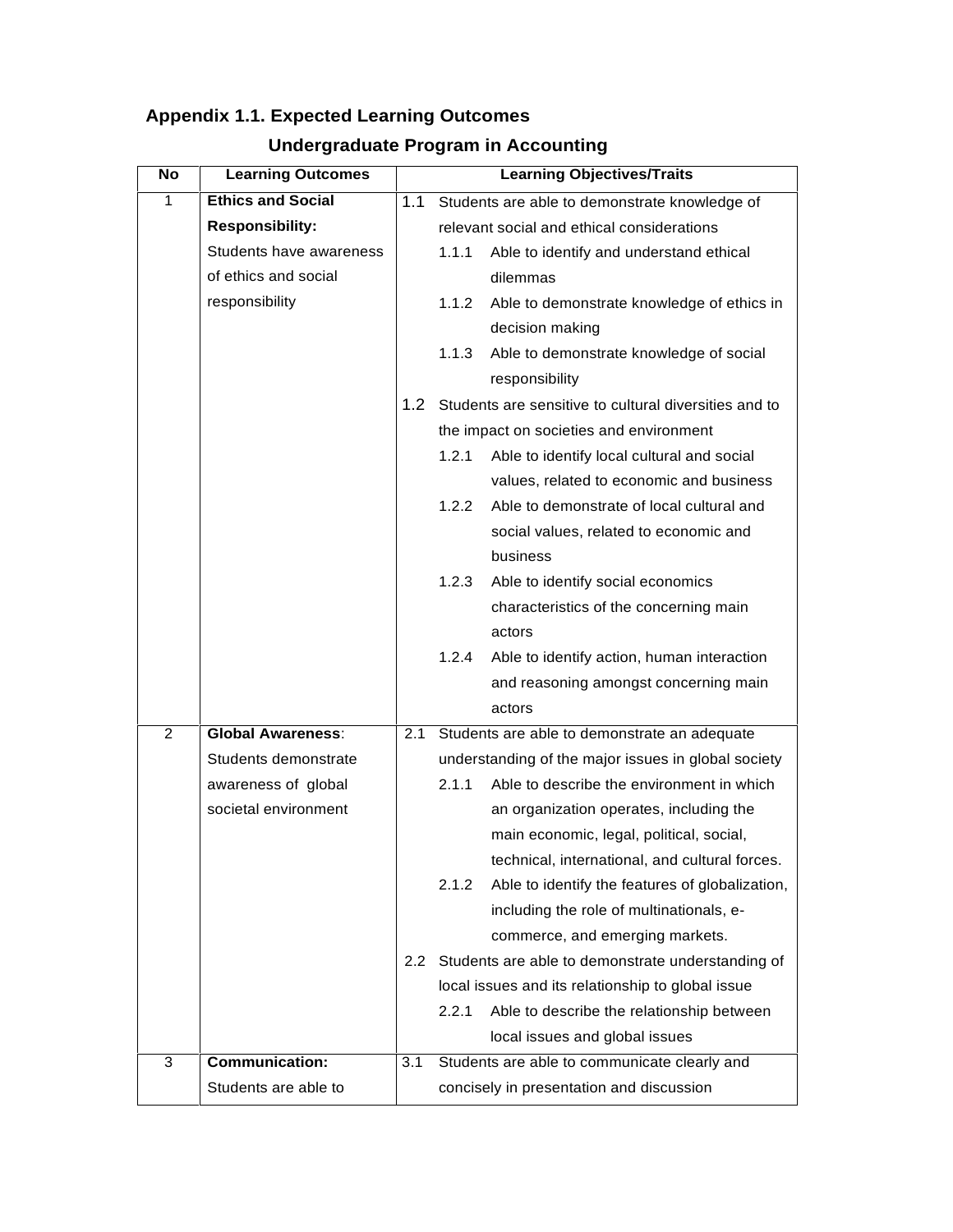## Appendix 1.1. Expected Learning Outcomes

### Undergraduate Program in Accounting

| No | Learning Outcomes | Learning Objectives/Traits |
|---|---|---|
| 1 | **Ethics and Social Responsibility:** Students have awareness of ethics and social responsibility | 1.1 Students are able to demonstrate knowledge of relevant social and ethical considerations<br>1.1.1 Able to identify and understand ethical dilemmas<br>1.1.2 Able to demonstrate knowledge of ethics in decision making<br>1.1.3 Able to demonstrate knowledge of social responsibility<br>1.2 Students are sensitive to cultural diversities and to the impact on societies and environment<br>1.2.1 Able to identify local cultural and social values, related to economic and business<br>1.2.2 Able to demonstrate of local cultural and social values, related to economic and business<br>1.2.3 Able to identify social economics characteristics of the concerning main actors<br>1.2.4 Able to identify action, human interaction and reasoning amongst concerning main actors |
| 2 | **Global Awareness**: Students demonstrate awareness of global societal environment | 2.1 Students are able to demonstrate an adequate understanding of the major issues in global society<br>2.1.1 Able to describe the environment in which an organization operates, including the main economic, legal, political, social, technical, international, and cultural forces.<br>2.1.2 Able to identify the features of globalization, including the role of multinationals, e-commerce, and emerging markets.<br>2.2 Students are able to demonstrate understanding of local issues and its relationship to global issue<br>2.2.1 Able to describe the relationship between local issues and global issues |
| 3 | **Communication:** Students are able to | 3.1 Students are able to communicate clearly and concisely in presentation and discussion |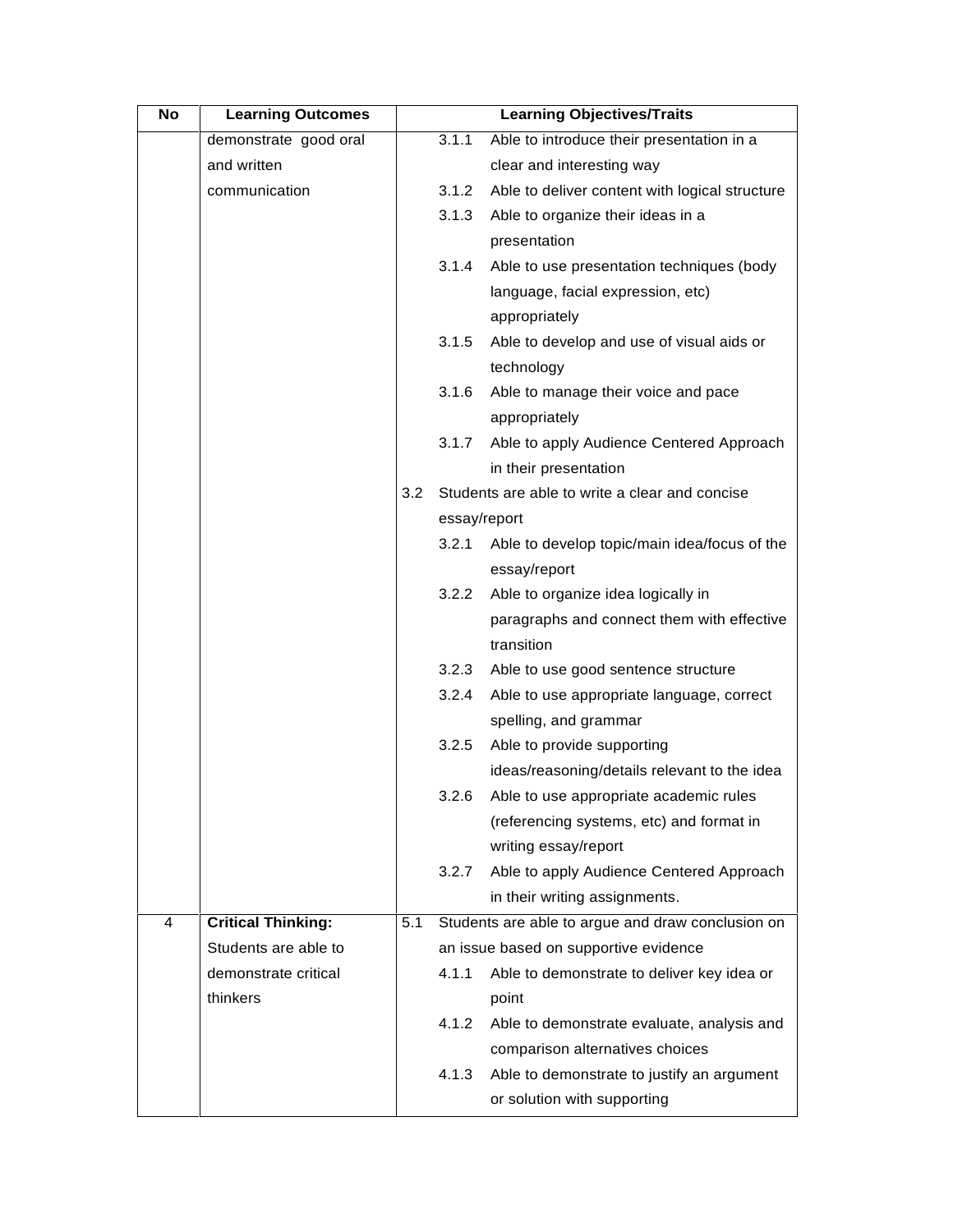| No | Learning Outcomes | Learning Objectives/Traits |
|---|---|---|
| | demonstrate good oral and written communication | 3.1.1 Able to introduce their presentation in a clear and interesting way<br>3.1.2 Able to deliver content with logical structure<br>3.1.3 Able to organize their ideas in a presentation<br>3.1.4 Able to use presentation techniques (body language, facial expression, etc) appropriately<br>3.1.5 Able to develop and use of visual aids or technology<br>3.1.6 Able to manage their voice and pace appropriately<br>3.1.7 Able to apply Audience Centered Approach in their presentation<br>3.2 Students are able to write a clear and concise essay/report<br>3.2.1 Able to develop topic/main idea/focus of the essay/report<br>3.2.2 Able to organize idea logically in paragraphs and connect them with effective transition<br>3.2.3 Able to use good sentence structure<br>3.2.4 Able to use appropriate language, correct spelling, and grammar<br>3.2.5 Able to provide supporting ideas/reasoning/details relevant to the idea<br>3.2.6 Able to use appropriate academic rules (referencing systems, etc) and format in writing essay/report<br>3.2.7 Able to apply Audience Centered Approach in their writing assignments. |
| 4 | **Critical Thinking:** Students are able to demonstrate critical thinkers | 5.1 Students are able to argue and draw conclusion on an issue based on supportive evidence<br>4.1.1 Able to demonstrate to deliver key idea or point<br>4.1.2 Able to demonstrate evaluate, analysis and comparison alternatives choices<br>4.1.3 Able to demonstrate to justify an argument or solution with supporting |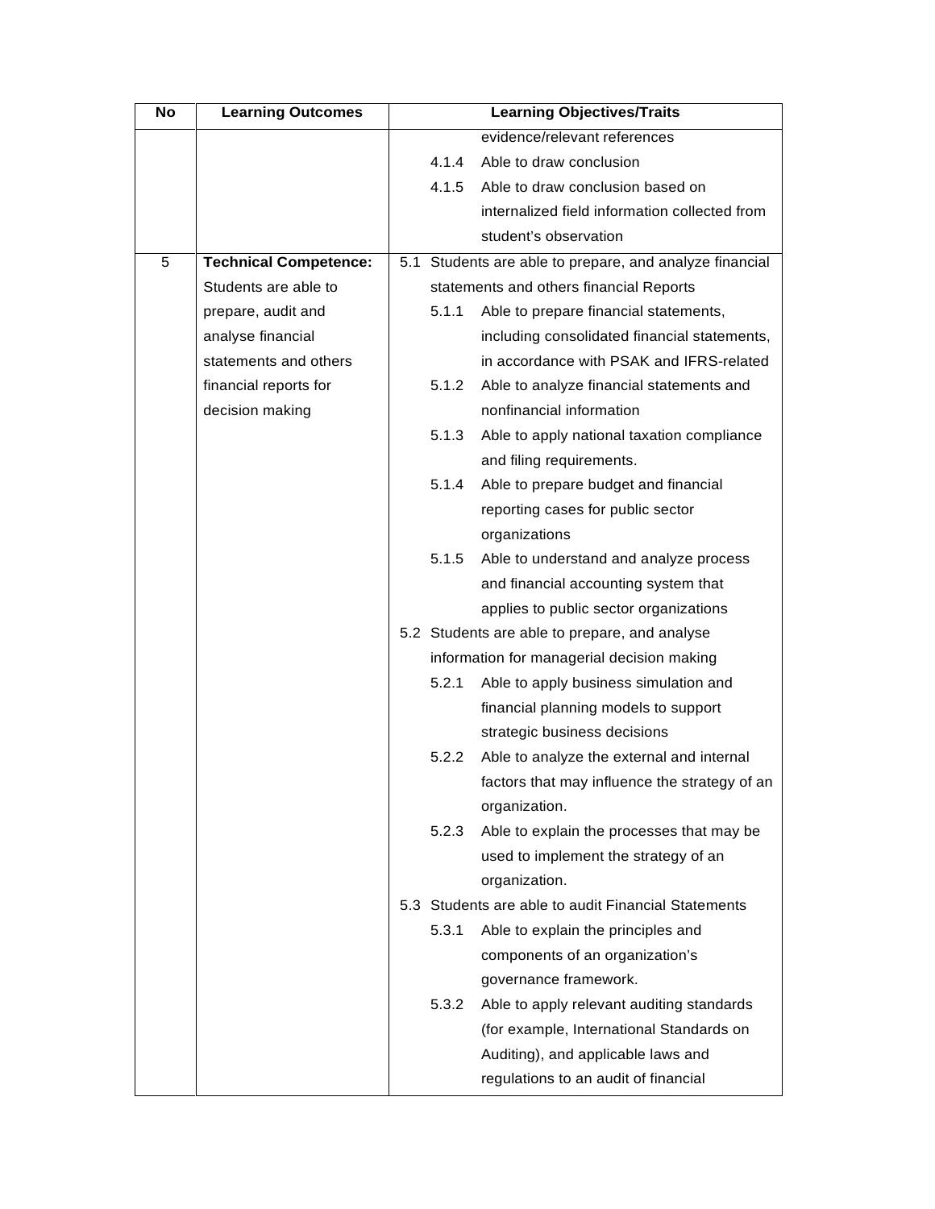| No | Learning Outcomes | Learning Objectives/Traits |
|---|---|---|
| | | evidence/relevant references<br>4.1.4 Able to draw conclusion<br>4.1.5 Able to draw conclusion based on internalized field information collected from student's observation |
| 5 | **Technical Competence:** Students are able to prepare, audit and analyse financial statements and others financial reports for decision making | 5.1 Students are able to prepare, and analyze financial statements and others financial Reports<br>5.1.1 Able to prepare financial statements, including consolidated financial statements, in accordance with PSAK and IFRS-related<br>5.1.2 Able to analyze financial statements and nonfinancial information<br>5.1.3 Able to apply national taxation compliance and filing requirements.<br>5.1.4 Able to prepare budget and financial reporting cases for public sector organizations<br>5.1.5 Able to understand and analyze process and financial accounting system that applies to public sector organizations<br>5.2 Students are able to prepare, and analyse information for managerial decision making<br>5.2.1 Able to apply business simulation and financial planning models to support strategic business decisions<br>5.2.2 Able to analyze the external and internal factors that may influence the strategy of an organization.<br>5.2.3 Able to explain the processes that may be used to implement the strategy of an organization.<br>5.3 Students are able to audit Financial Statements<br>5.3.1 Able to explain the principles and components of an organization's governance framework.<br>5.3.2 Able to apply relevant auditing standards (for example, International Standards on Auditing), and applicable laws and regulations to an audit of financial |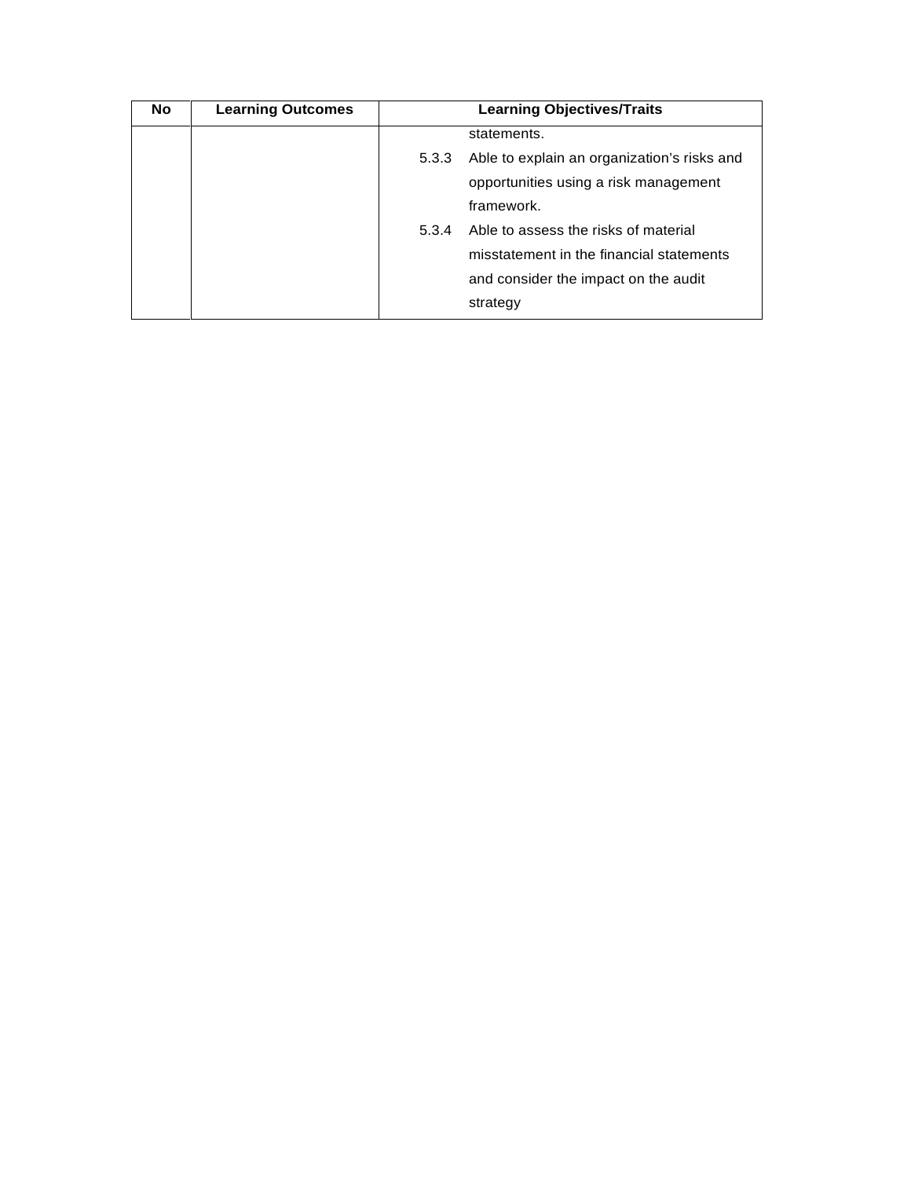| No | Learning Outcomes | Learning Objectives/Traits |
|---|---|---|
| | | statements.<br>5.3.3 Able to explain an organization's risks and opportunities using a risk management framework.<br>5.3.4 Able to assess the risks of material misstatement in the financial statements and consider the impact on the audit strategy |